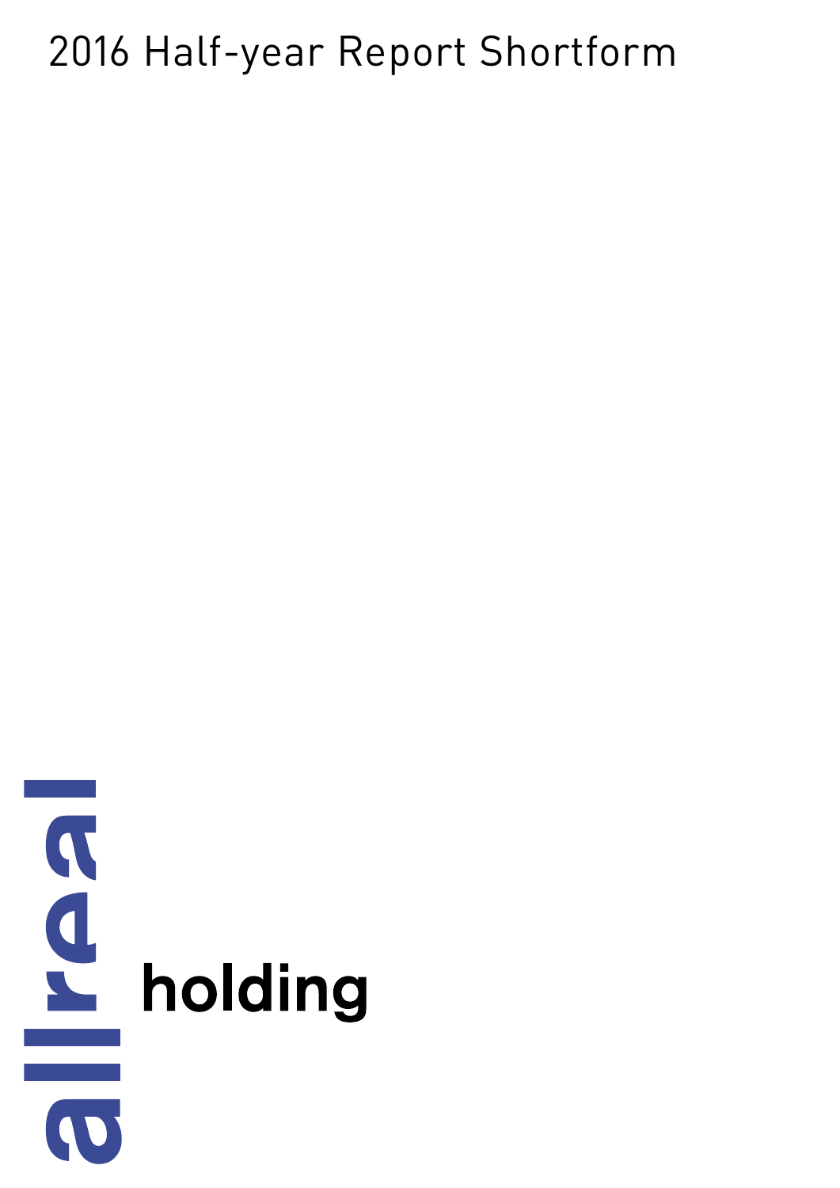# 2016 Half-year Report Shortform

allreal holding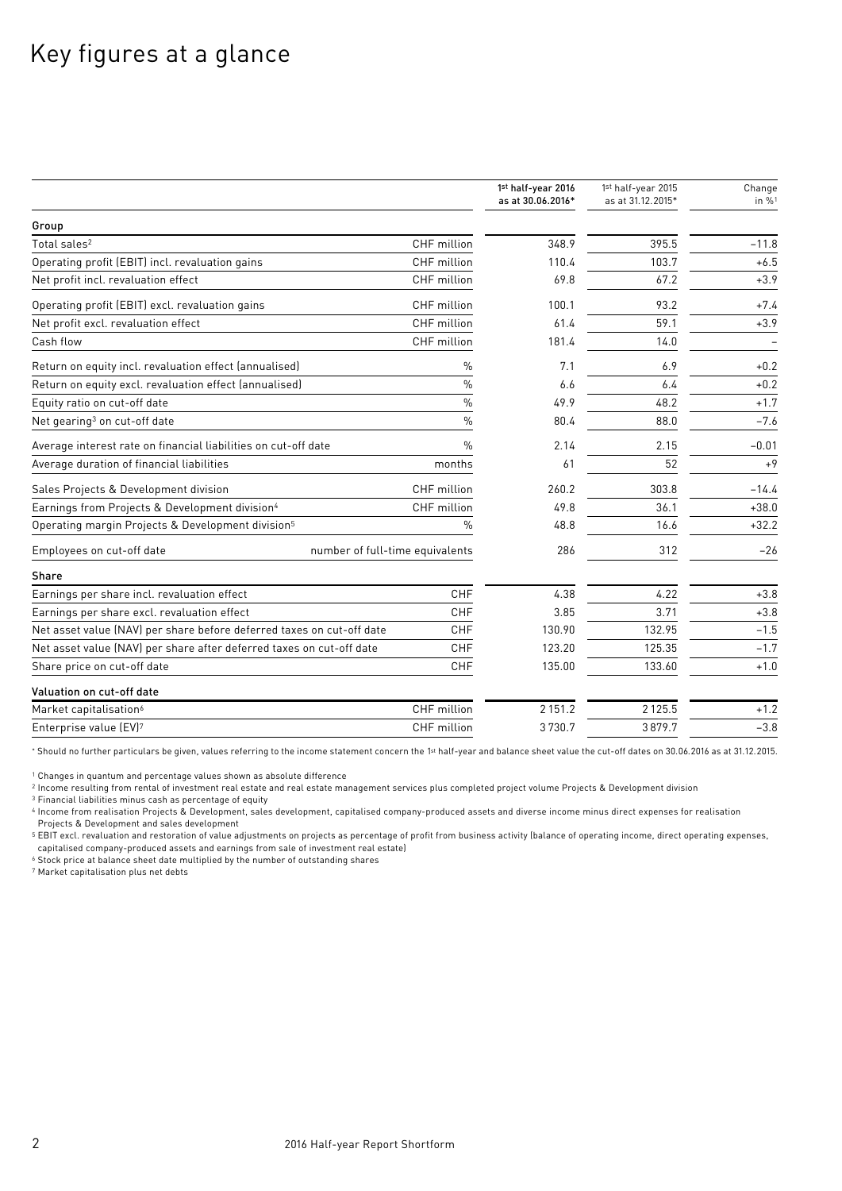# Key figures at a glance

| | | 1st half-year 2016 as at 30.06.2016* | 1st half-year 2015 as at 31.12.2015* | Change in %[1] |
|---|---|---|---|---|
| **Group** | | | | |
| Total sales[2] | CHF million | 348.9 | 395.5 | −11.8 |
| Operating profit (EBIT) incl. revaluation gains | CHF million | 110.4 | 103.7 | +6.5 |
| Net profit incl. revaluation effect | CHF million | 69.8 | 67.2 | +3.9 |
| Operating profit (EBIT) excl. revaluation gains | CHF million | 100.1 | 93.2 | +7.4 |
| Net profit excl. revaluation effect | CHF million | 61.4 | 59.1 | +3.9 |
| Cash flow | CHF million | 181.4 | 14.0 | – |
| Return on equity incl. revaluation effect (annualised) | % | 7.1 | 6.9 | +0.2 |
| Return on equity excl. revaluation effect (annualised) | % | 6.6 | 6.4 | +0.2 |
| Equity ratio on cut-off date | % | 49.9 | 48.2 | +1.7 |
| Net gearing[3] on cut-off date | % | 80.4 | 88.0 | −7.6 |
| Average interest rate on financial liabilities on cut-off date | % | 2.14 | 2.15 | −0.01 |
| Average duration of financial liabilities | months | 61 | 52 | +9 |
| Sales Projects & Development division | CHF million | 260.2 | 303.8 | −14.4 |
| Earnings from Projects & Development division[4] | CHF million | 49.8 | 36.1 | +38.0 |
| Operating margin Projects & Development division[5] | % | 48.8 | 16.6 | +32.2 |
| Employees on cut-off date | number of full-time equivalents | 286 | 312 | −26 |
| **Share** | | | | |
| Earnings per share incl. revaluation effect | CHF | 4.38 | 4.22 | +3.8 |
| Earnings per share excl. revaluation effect | CHF | 3.85 | 3.71 | +3.8 |
| Net asset value (NAV) per share before deferred taxes on cut-off date | CHF | 130.90 | 132.95 | −1.5 |
| Net asset value (NAV) per share after deferred taxes on cut-off date | CHF | 123.20 | 125.35 | −1.7 |
| Share price on cut-off date | CHF | 135.00 | 133.60 | +1.0 |
| **Valuation on cut-off date** | | | | |
| Market capitalisation[6] | CHF million | 2 151.2 | 2 125.5 | +1.2 |
| Enterprise value (EV)[7] | CHF million | 3 730.7 | 3 879.7 | −3.8 |

* Should no further particulars be given, values referring to the income statement concern the 1st half-year and balance sheet value the cut-off dates on 30.06.2016 as at 31.12.2015.

[1] Changes in quantum and percentage values shown as absolute difference

[2] Income resulting from rental of investment real estate and real estate management services plus completed project volume Projects & Development division

[3] Financial liabilities minus cash as percentage of equity

[4] Income from realisation Projects & Development, sales development, capitalised company-produced assets and diverse income minus direct expenses for realisation Projects & Development and sales development

[5] EBIT excl. revaluation and restoration of value adjustments on projects as percentage of profit from business activity (balance of operating income, direct operating expenses, capitalised company-produced assets and earnings from sale of investment real estate)

[6] Stock price at balance sheet date multiplied by the number of outstanding shares

[7] Market capitalisation plus net debts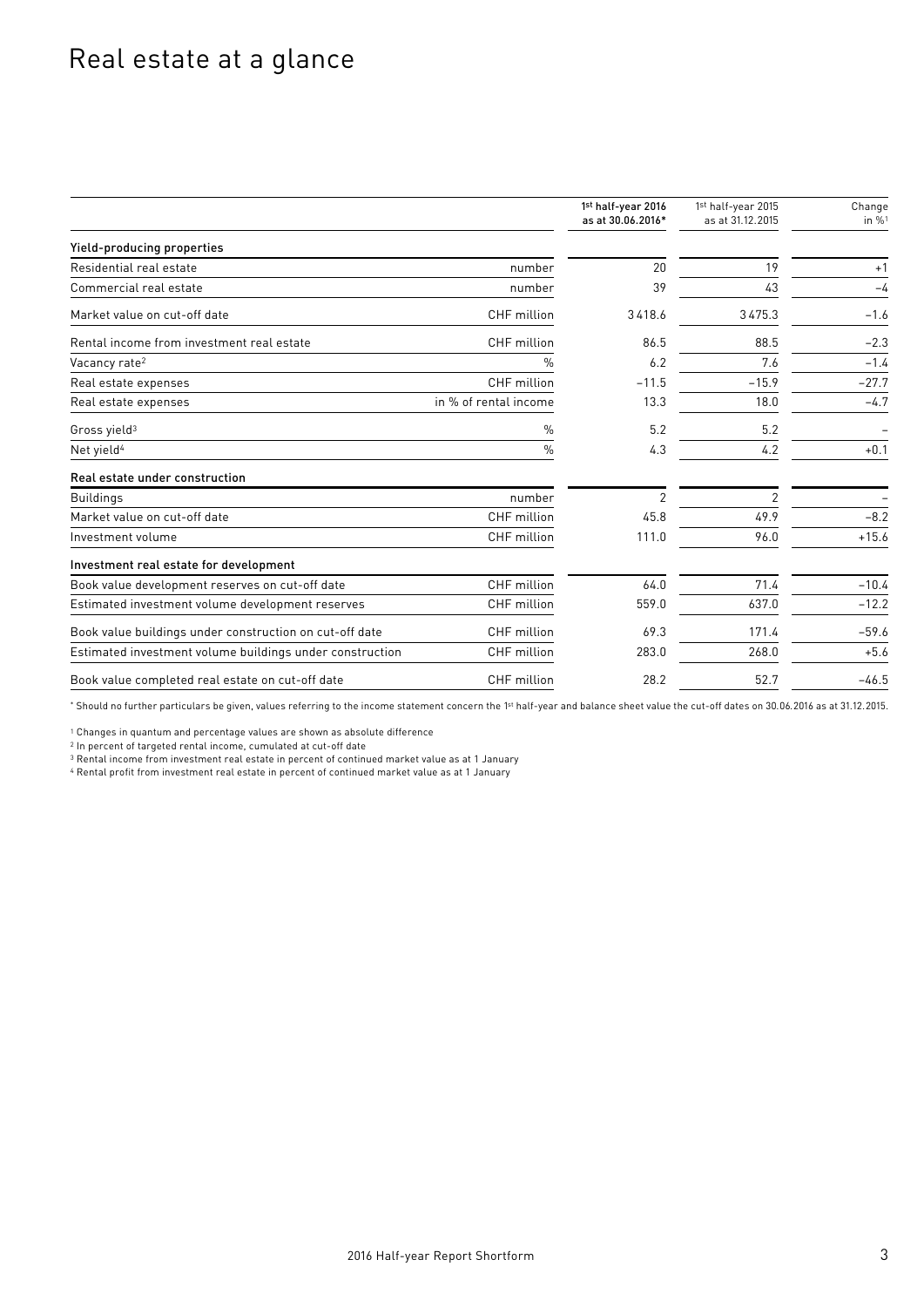# Real estate at a glance

| | | 1st half-year 2016 as at 30.06.2016* | 1st half-year 2015 as at 31.12.2015 | Change in %[1] |
|---|---|---|---|---|
| **Yield-producing properties** | | | | |
| Residential real estate | number | 20 | 19 | +1 |
| Commercial real estate | number | 39 | 43 | –4 |
| Market value on cut-off date | CHF million | 3418.6 | 3475.3 | –1.6 |
| Rental income from investment real estate | CHF million | 86.5 | 88.5 | –2.3 |
| Vacancy rate[2] | % | 6.2 | 7.6 | –1.4 |
| Real estate expenses | CHF million | –11.5 | –15.9 | –27.7 |
| Real estate expenses | in % of rental income | 13.3 | 18.0 | –4.7 |
| Gross yield[3] | % | 5.2 | 5.2 | – |
| Net yield[4] | % | 4.3 | 4.2 | +0.1 |
| **Real estate under construction** | | | | |
| Buildings | number | 2 | 2 | – |
| Market value on cut-off date | CHF million | 45.8 | 49.9 | –8.2 |
| Investment volume | CHF million | 111.0 | 96.0 | +15.6 |
| **Investment real estate for development** | | | | |
| Book value development reserves on cut-off date | CHF million | 64.0 | 71.4 | –10.4 |
| Estimated investment volume development reserves | CHF million | 559.0 | 637.0 | –12.2 |
| Book value buildings under construction on cut-off date | CHF million | 69.3 | 171.4 | –59.6 |
| Estimated investment volume buildings under construction | CHF million | 283.0 | 268.0 | +5.6 |
| Book value completed real estate on cut-off date | CHF million | 28.2 | 52.7 | –46.5 |

\* Should no further particulars be given, values referring to the income statement concern the 1st half-year and balance sheet value the cut-off dates on 30.06.2016 as at 31.12.2015.

[1] Changes in quantum and percentage values are shown as absolute difference
[2] In percent of targeted rental income, cumulated at cut-off date
[3] Rental income from investment real estate in percent of continued market value as at 1 January
[4] Rental profit from investment real estate in percent of continued market value as at 1 January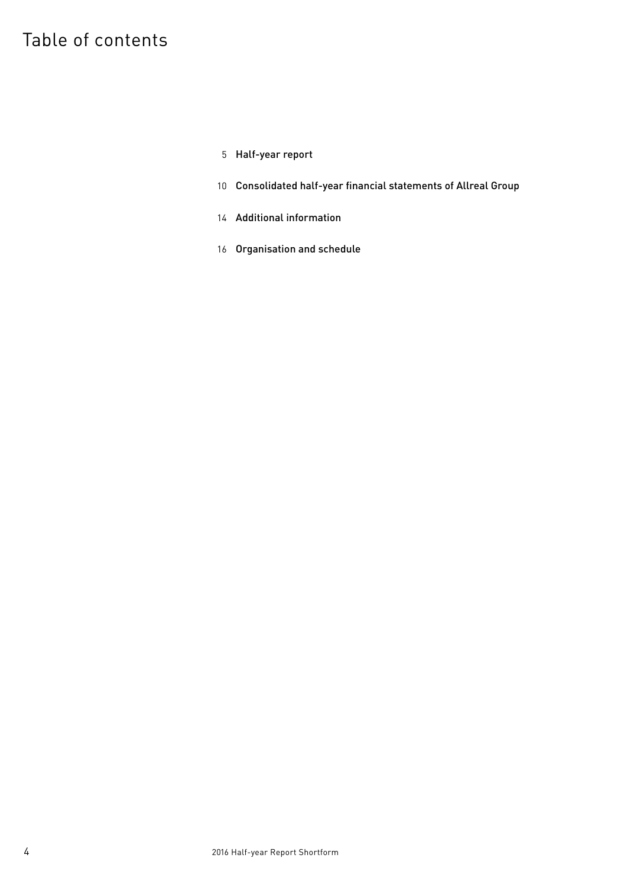# Table of contents

5 Half-year report

10 Consolidated half-year financial statements of Allreal Group

14 Additional information

16 Organisation and schedule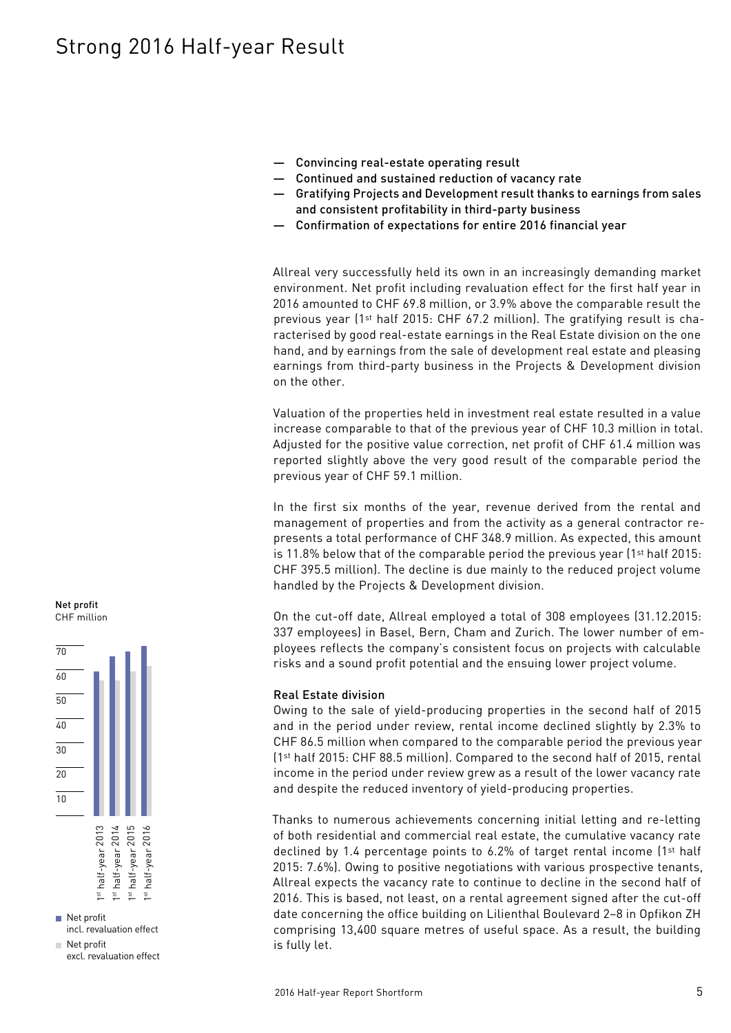# Strong 2016 Half-year Result

- Convincing real-estate operating result
- Continued and sustained reduction of vacancy rate
- Gratifying Projects and Development result thanks to earnings from sales and consistent profitability in third-party business
- Confirmation of expectations for entire 2016 financial year

Allreal very successfully held its own in an increasingly demanding market environment. Net profit including revaluation effect for the first half year in 2016 amounted to CHF 69.8 million, or 3.9% above the comparable result the previous year (1st half 2015: CHF 67.2 million). The gratifying result is characterised by good real-estate earnings in the Real Estate division on the one hand, and by earnings from the sale of development real estate and pleasing earnings from third-party business in the Projects & Development division on the other.

Valuation of the properties held in investment real estate resulted in a value increase comparable to that of the previous year of CHF 10.3 million in total. Adjusted for the positive value correction, net profit of CHF 61.4 million was reported slightly above the very good result of the comparable period the previous year of CHF 59.1 million.

In the first six months of the year, revenue derived from the rental and management of properties and from the activity as a general contractor represents a total performance of CHF 348.9 million. As expected, this amount is 11.8% below that of the comparable period the previous year (1st half 2015: CHF 395.5 million). The decline is due mainly to the reduced project volume handled by the Projects & Development division.

On the cut-off date, Allreal employed a total of 308 employees (31.12.2015: 337 employees) in Basel, Bern, Cham and Zurich. The lower number of employees reflects the company's consistent focus on projects with calculable risks and a sound profit potential and the ensuing lower project volume.

**Net profit**
CHF million

(Chart: 1st half-year 2013, 1st half-year 2014, 1st half-year 2015, 1st half-year 2016)

- Net profit incl. revaluation effect
- Net profit excl. revaluation effect

### Real Estate division

Owing to the sale of yield-producing properties in the second half of 2015 and in the period under review, rental income declined slightly by 2.3% to CHF 86.5 million when compared to the comparable period the previous year (1st half 2015: CHF 88.5 million). Compared to the second half of 2015, rental income in the period under review grew as a result of the lower vacancy rate and despite the reduced inventory of yield-producing properties.

Thanks to numerous achievements concerning initial letting and re-letting of both residential and commercial real estate, the cumulative vacancy rate declined by 1.4 percentage points to 6.2% of target rental income (1st half 2015: 7.6%). Owing to positive negotiations with various prospective tenants, Allreal expects the vacancy rate to continue to decline in the second half of 2016. This is based, not least, on a rental agreement signed after the cut-off date concerning the office building on Lilienthal Boulevard 2–8 in Opfikon ZH comprising 13,400 square metres of useful space. As a result, the building is fully let.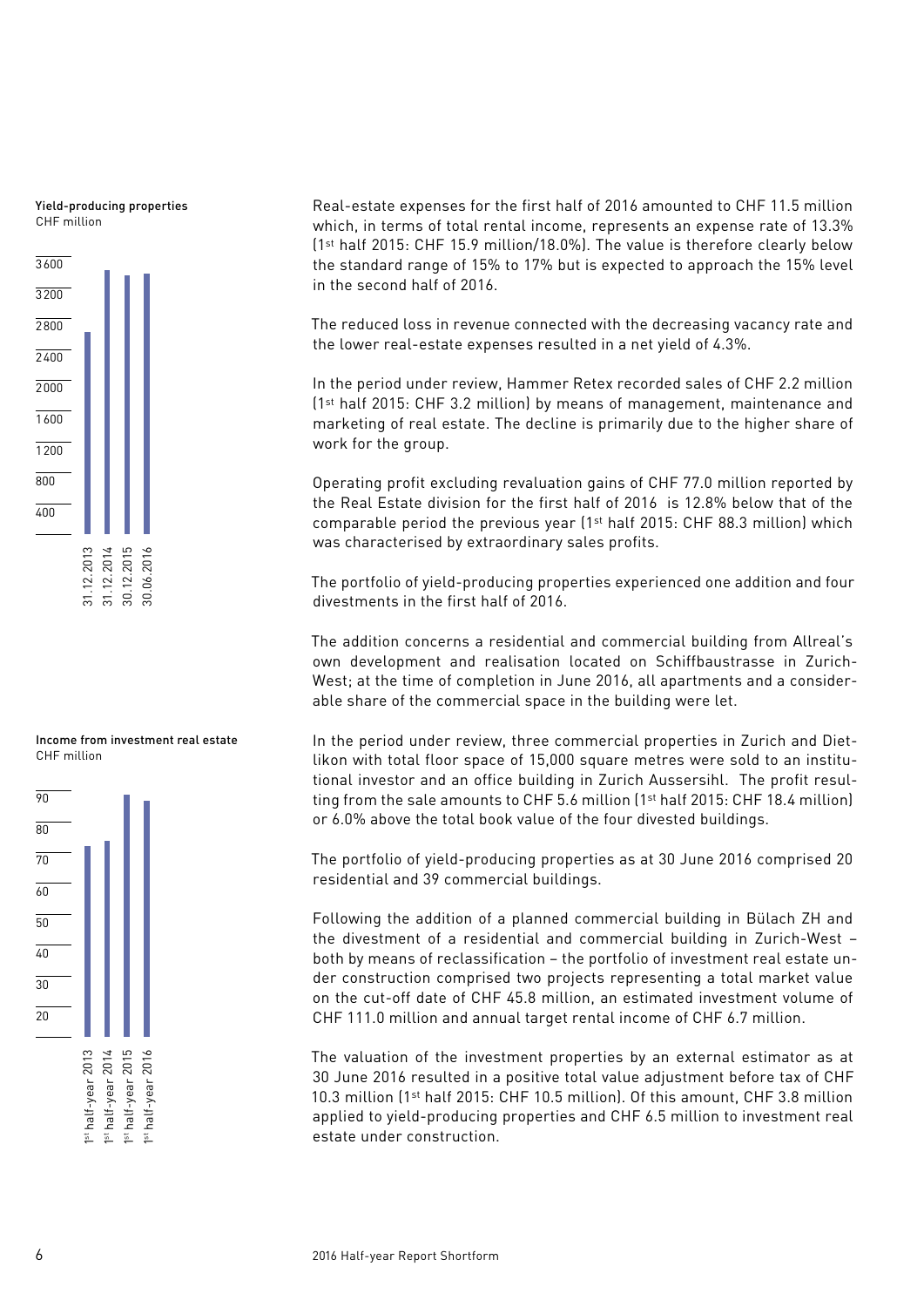**Yield-producing properties**
CHF million

3 600
3 200
2 800
2 400
2 000
1 600
1 200
800
400

31.12.2013 31.12.2014 30.12.2015 30.06.2016

**Income from investment real estate**
CHF million

90
80
70
60
50
40
30
20

1st half-year 2013 1st half-year 2014 1st half-year 2015 1st half-year 2016

Real-estate expenses for the first half of 2016 amounted to CHF 11.5 million which, in terms of total rental income, represents an expense rate of 13.3% (1st half 2015: CHF 15.9 million/18.0%). The value is therefore clearly below the standard range of 15% to 17% but is expected to approach the 15% level in the second half of 2016.

The reduced loss in revenue connected with the decreasing vacancy rate and the lower real-estate expenses resulted in a net yield of 4.3%.

In the period under review, Hammer Retex recorded sales of CHF 2.2 million (1st half 2015: CHF 3.2 million) by means of management, maintenance and marketing of real estate. The decline is primarily due to the higher share of work for the group.

Operating profit excluding revaluation gains of CHF 77.0 million reported by the Real Estate division for the first half of 2016 is 12.8% below that of the comparable period the previous year (1st half 2015: CHF 88.3 million) which was characterised by extraordinary sales profits.

The portfolio of yield-producing properties experienced one addition and four divestments in the first half of 2016.

The addition concerns a residential and commercial building from Allreal's own development and realisation located on Schiffbaustrasse in Zurich-West; at the time of completion in June 2016, all apartments and a considerable share of the commercial space in the building were let.

In the period under review, three commercial properties in Zurich and Dietlikon with total floor space of 15,000 square metres were sold to an institutional investor and an office building in Zurich Aussersihl. The profit resulting from the sale amounts to CHF 5.6 million (1st half 2015: CHF 18.4 million) or 6.0% above the total book value of the four divested buildings.

The portfolio of yield-producing properties as at 30 June 2016 comprised 20 residential and 39 commercial buildings.

Following the addition of a planned commercial building in Bülach ZH and the divestment of a residential and commercial building in Zurich-West – both by means of reclassification – the portfolio of investment real estate under construction comprised two projects representing a total market value on the cut-off date of CHF 45.8 million, an estimated investment volume of CHF 111.0 million and annual target rental income of CHF 6.7 million.

The valuation of the investment properties by an external estimator as at 30 June 2016 resulted in a positive total value adjustment before tax of CHF 10.3 million (1st half 2015: CHF 10.5 million). Of this amount, CHF 3.8 million applied to yield-producing properties and CHF 6.5 million to investment real estate under construction.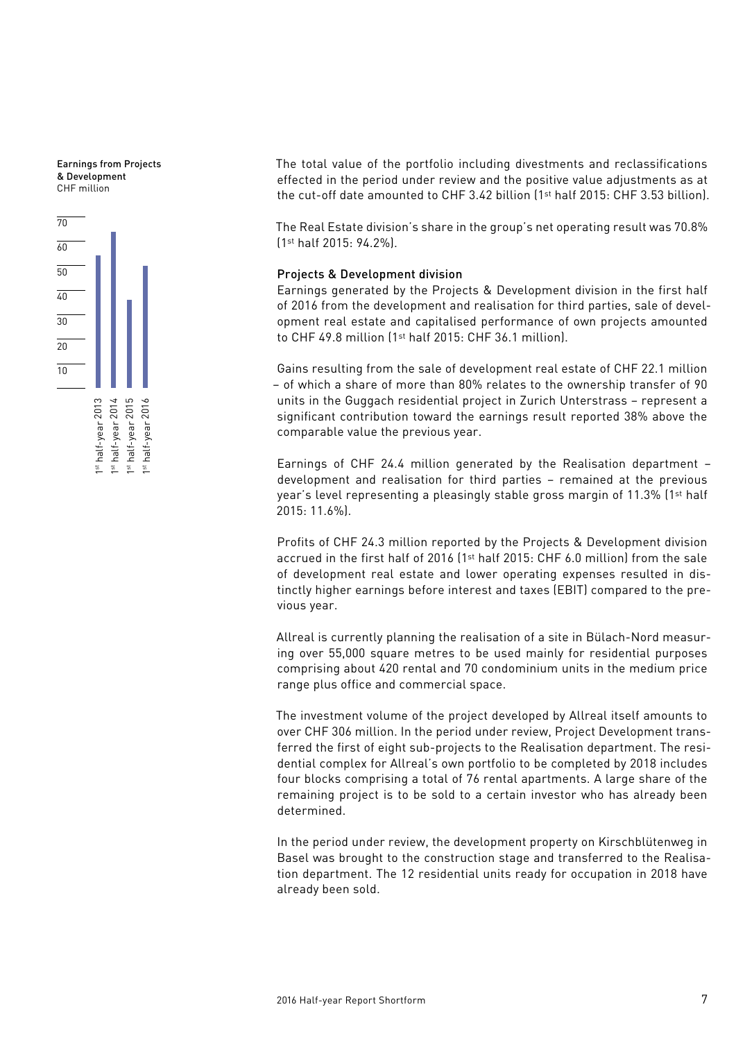**Earnings from Projects & Development**
CHF million

| | 1st half-year 2013 | 1st half-year 2014 | 1st half-year 2015 | 1st half-year 2016 |
|---|---|---|---|---|

The total value of the portfolio including divestments and reclassifications effected in the period under review and the positive value adjustments as at the cut-off date amounted to CHF 3.42 billion (1st half 2015: CHF 3.53 billion).

The Real Estate division's share in the group's net operating result was 70.8% (1st half 2015: 94.2%).

### Projects & Development division

Earnings generated by the Projects & Development division in the first half of 2016 from the development and realisation for third parties, sale of development real estate and capitalised performance of own projects amounted to CHF 49.8 million (1st half 2015: CHF 36.1 million).

Gains resulting from the sale of development real estate of CHF 22.1 million – of which a share of more than 80% relates to the ownership transfer of 90 units in the Guggach residential project in Zurich Unterstrass – represent a significant contribution toward the earnings result reported 38% above the comparable value the previous year.

Earnings of CHF 24.4 million generated by the Realisation department – development and realisation for third parties – remained at the previous year's level representing a pleasingly stable gross margin of 11.3% (1st half 2015: 11.6%).

Profits of CHF 24.3 million reported by the Projects & Development division accrued in the first half of 2016 (1st half 2015: CHF 6.0 million) from the sale of development real estate and lower operating expenses resulted in distinctly higher earnings before interest and taxes (EBIT) compared to the previous year.

Allreal is currently planning the realisation of a site in Bülach-Nord measuring over 55,000 square metres to be used mainly for residential purposes comprising about 420 rental and 70 condominium units in the medium price range plus office and commercial space.

The investment volume of the project developed by Allreal itself amounts to over CHF 306 million. In the period under review, Project Development transferred the first of eight sub-projects to the Realisation department. The residential complex for Allreal's own portfolio to be completed by 2018 includes four blocks comprising a total of 76 rental apartments. A large share of the remaining project is to be sold to a certain investor who has already been determined.

In the period under review, the development property on Kirschblütenweg in Basel was brought to the construction stage and transferred to the Realisation department. The 12 residential units ready for occupation in 2018 have already been sold.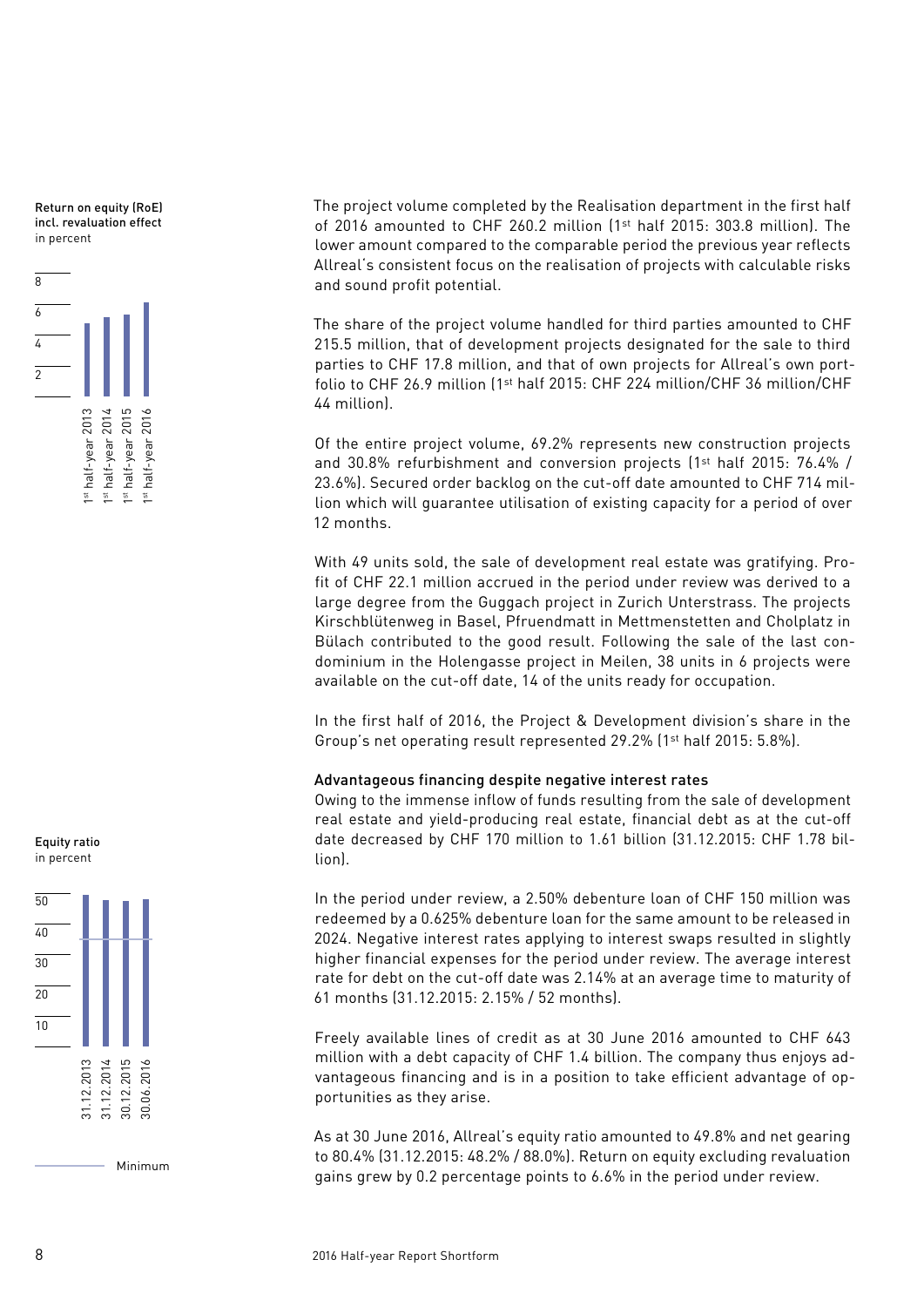Return on equity (RoE) incl. revaluation effect
in percent

Equity ratio
in percent

Minimum

The project volume completed by the Realisation department in the first half of 2016 amounted to CHF 260.2 million (1st half 2015: 303.8 million). The lower amount compared to the comparable period the previous year reflects Allreal's consistent focus on the realisation of projects with calculable risks and sound profit potential.

The share of the project volume handled for third parties amounted to CHF 215.5 million, that of development projects designated for the sale to third parties to CHF 17.8 million, and that of own projects for Allreal's own portfolio to CHF 26.9 million (1st half 2015: CHF 224 million/CHF 36 million/CHF 44 million).

Of the entire project volume, 69.2% represents new construction projects and 30.8% refurbishment and conversion projects (1st half 2015: 76.4% / 23.6%). Secured order backlog on the cut-off date amounted to CHF 714 million which will guarantee utilisation of existing capacity for a period of over 12 months.

With 49 units sold, the sale of development real estate was gratifying. Profit of CHF 22.1 million accrued in the period under review was derived to a large degree from the Guggach project in Zurich Unterstrass. The projects Kirschblütenweg in Basel, Pfruendmatt in Mettmenstetten and Cholplatz in Bülach contributed to the good result. Following the sale of the last condominium in the Holengasse project in Meilen, 38 units in 6 projects were available on the cut-off date, 14 of the units ready for occupation.

In the first half of 2016, the Project & Development division's share in the Group's net operating result represented 29.2% (1st half 2015: 5.8%).

### Advantageous financing despite negative interest rates

Owing to the immense inflow of funds resulting from the sale of development real estate and yield-producing real estate, financial debt as at the cut-off date decreased by CHF 170 million to 1.61 billion (31.12.2015: CHF 1.78 billion).

In the period under review, a 2.50% debenture loan of CHF 150 million was redeemed by a 0.625% debenture loan for the same amount to be released in 2024. Negative interest rates applying to interest swaps resulted in slightly higher financial expenses for the period under review. The average interest rate for debt on the cut-off date was 2.14% at an average time to maturity of 61 months (31.12.2015: 2.15% / 52 months).

Freely available lines of credit as at 30 June 2016 amounted to CHF 643 million with a debt capacity of CHF 1.4 billion. The company thus enjoys advantageous financing and is in a position to take efficient advantage of opportunities as they arise.

As at 30 June 2016, Allreal's equity ratio amounted to 49.8% and net gearing to 80.4% (31.12.2015: 48.2% / 88.0%). Return on equity excluding revaluation gains grew by 0.2 percentage points to 6.6% in the period under review.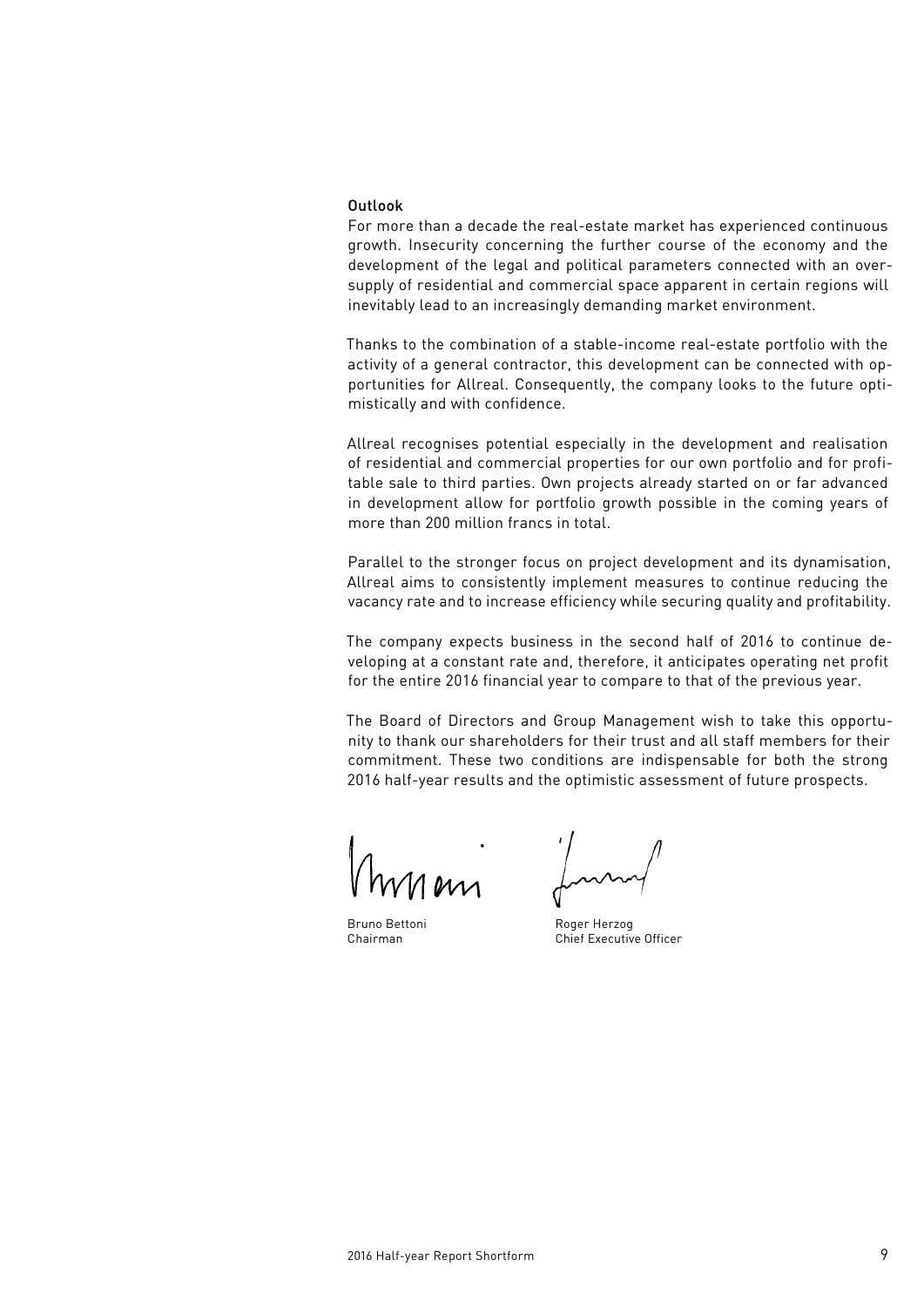## Outlook

For more than a decade the real-estate market has experienced continuous growth. Insecurity concerning the further course of the economy and the development of the legal and political parameters connected with an oversupply of residential and commercial space apparent in certain regions will inevitably lead to an increasingly demanding market environment.

Thanks to the combination of a stable-income real-estate portfolio with the activity of a general contractor, this development can be connected with opportunities for Allreal. Consequently, the company looks to the future optimistically and with confidence.

Allreal recognises potential especially in the development and realisation of residential and commercial properties for our own portfolio and for profitable sale to third parties. Own projects already started on or far advanced in development allow for portfolio growth possible in the coming years of more than 200 million francs in total.

Parallel to the stronger focus on project development and its dynamisation, Allreal aims to consistently implement measures to continue reducing the vacancy rate and to increase efficiency while securing quality and profitability.

The company expects business in the second half of 2016 to continue developing at a constant rate and, therefore, it anticipates operating net profit for the entire 2016 financial year to compare to that of the previous year.

The Board of Directors and Group Management wish to take this opportunity to thank our shareholders for their trust and all staff members for their commitment. These two conditions are indispensable for both the strong 2016 half-year results and the optimistic assessment of future prospects.

Bruno Bettoni
Chairman

Roger Herzog
Chief Executive Officer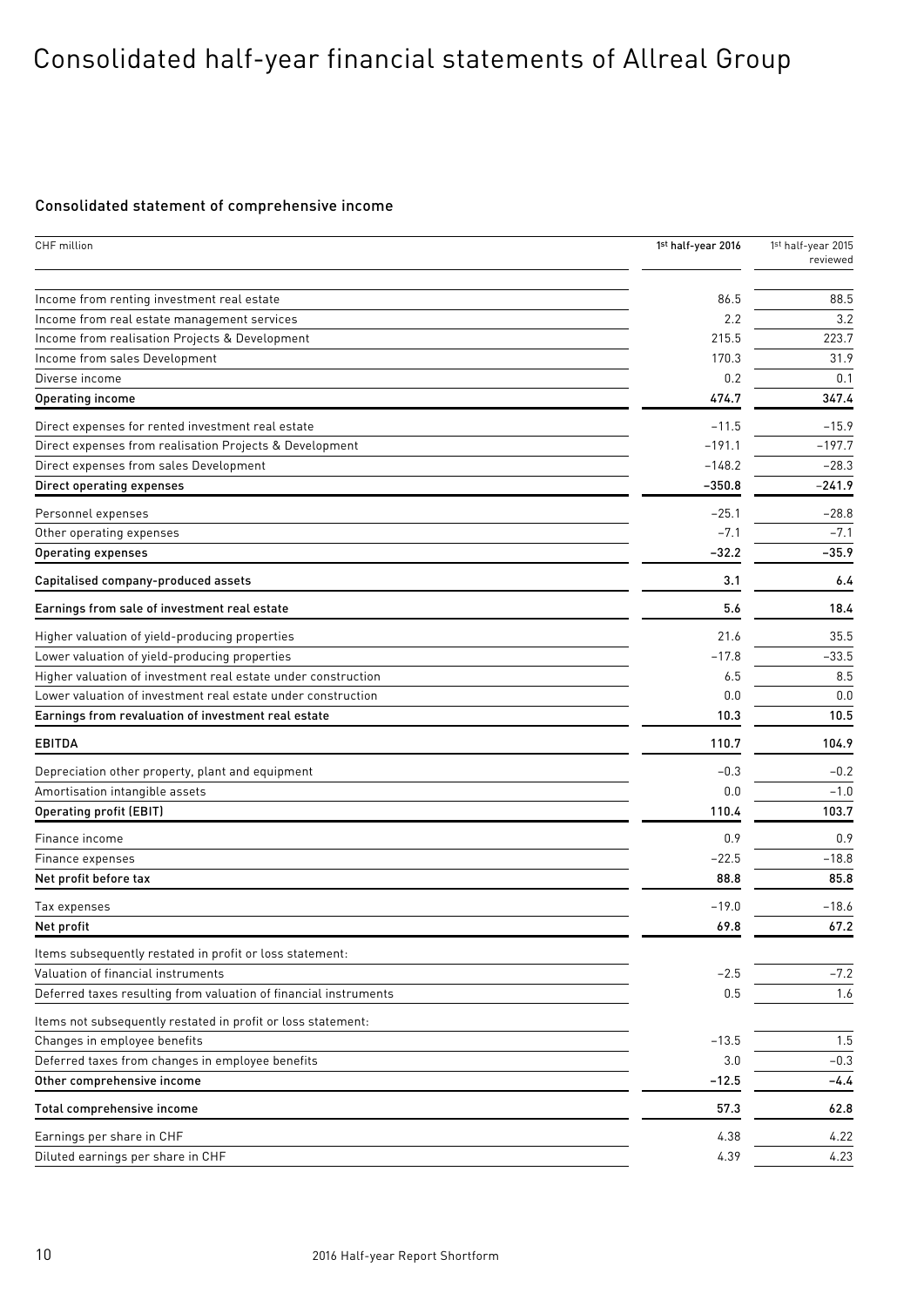# Consolidated half-year financial statements of Allreal Group

## Consolidated statement of comprehensive income

| CHF million | 1st half-year 2016 | 1st half-year 2015 reviewed |
|---|---|---|
| Income from renting investment real estate | 86.5 | 88.5 |
| Income from real estate management services | 2.2 | 3.2 |
| Income from realisation Projects & Development | 215.5 | 223.7 |
| Income from sales Development | 170.3 | 31.9 |
| Diverse income | 0.2 | 0.1 |
| **Operating income** | **474.7** | **347.4** |
| Direct expenses for rented investment real estate | –11.5 | –15.9 |
| Direct expenses from realisation Projects & Development | –191.1 | –197.7 |
| Direct expenses from sales Development | –148.2 | –28.3 |
| **Direct operating expenses** | **–350.8** | **–241.9** |
| Personnel expenses | –25.1 | –28.8 |
| Other operating expenses | –7.1 | –7.1 |
| **Operating expenses** | **–32.2** | **–35.9** |
| **Capitalised company-produced assets** | **3.1** | **6.4** |
| **Earnings from sale of investment real estate** | **5.6** | **18.4** |
| Higher valuation of yield-producing properties | 21.6 | 35.5 |
| Lower valuation of yield-producing properties | –17.8 | –33.5 |
| Higher valuation of investment real estate under construction | 6.5 | 8.5 |
| Lower valuation of investment real estate under construction | 0.0 | 0.0 |
| **Earnings from revaluation of investment real estate** | **10.3** | **10.5** |
| **EBITDA** | **110.7** | **104.9** |
| Depreciation other property, plant and equipment | –0.3 | –0.2 |
| Amortisation intangible assets | 0.0 | –1.0 |
| **Operating profit (EBIT)** | **110.4** | **103.7** |
| Finance income | 0.9 | 0.9 |
| Finance expenses | –22.5 | –18.8 |
| **Net profit before tax** | **88.8** | **85.8** |
| Tax expenses | –19.0 | –18.6 |
| **Net profit** | **69.8** | **67.2** |
| Items subsequently restated in profit or loss statement: | | |
| Valuation of financial instruments | –2.5 | –7.2 |
| Deferred taxes resulting from valuation of financial instruments | 0.5 | 1.6 |
| Items not subsequently restated in profit or loss statement: | | |
| Changes in employee benefits | –13.5 | 1.5 |
| Deferred taxes from changes in employee benefits | 3.0 | –0.3 |
| **Other comprehensive income** | **–12.5** | **–4.4** |
| **Total comprehensive income** | **57.3** | **62.8** |
| Earnings per share in CHF | 4.38 | 4.22 |
| Diluted earnings per share in CHF | 4.39 | 4.23 |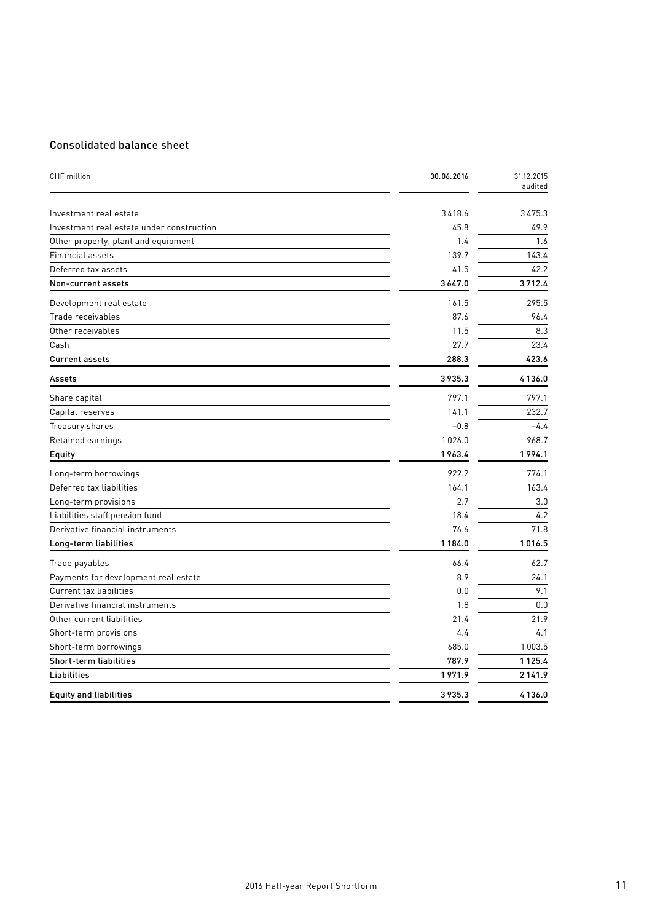## Consolidated balance sheet

| CHF million | 30.06.2016 | 31.12.2015 audited |
|---|---|---|
| Investment real estate | 3 418.6 | 3 475.3 |
| Investment real estate under construction | 45.8 | 49.9 |
| Other property, plant and equipment | 1.4 | 1.6 |
| Financial assets | 139.7 | 143.4 |
| Deferred tax assets | 41.5 | 42.2 |
| **Non-current assets** | **3 647.0** | **3 712.4** |
| Development real estate | 161.5 | 295.5 |
| Trade receivables | 87.6 | 96.4 |
| Other receivables | 11.5 | 8.3 |
| Cash | 27.7 | 23.4 |
| **Current assets** | **288.3** | **423.6** |
| **Assets** | **3 935.3** | **4 136.0** |
| Share capital | 797.1 | 797.1 |
| Capital reserves | 141.1 | 232.7 |
| Treasury shares | –0.8 | –4.4 |
| Retained earnings | 1 026.0 | 968.7 |
| **Equity** | **1 963.4** | **1 994.1** |
| Long-term borrowings | 922.2 | 774.1 |
| Deferred tax liabilities | 164.1 | 163.4 |
| Long-term provisions | 2.7 | 3.0 |
| Liabilities staff pension fund | 18.4 | 4.2 |
| Derivative financial instruments | 76.6 | 71.8 |
| **Long-term liabilities** | **1 184.0** | **1 016.5** |
| Trade payables | 66.4 | 62.7 |
| Payments for development real estate | 8.9 | 24.1 |
| Current tax liabilities | 0.0 | 9.1 |
| Derivative financial instruments | 1.8 | 0.0 |
| Other current liabilities | 21.4 | 21.9 |
| Short-term provisions | 4.4 | 4.1 |
| Short-term borrowings | 685.0 | 1 003.5 |
| **Short-term liabilities** | **787.9** | **1 125.4** |
| **Liabilities** | **1 971.9** | **2 141.9** |
| **Equity and liabilities** | **3 935.3** | **4 136.0** |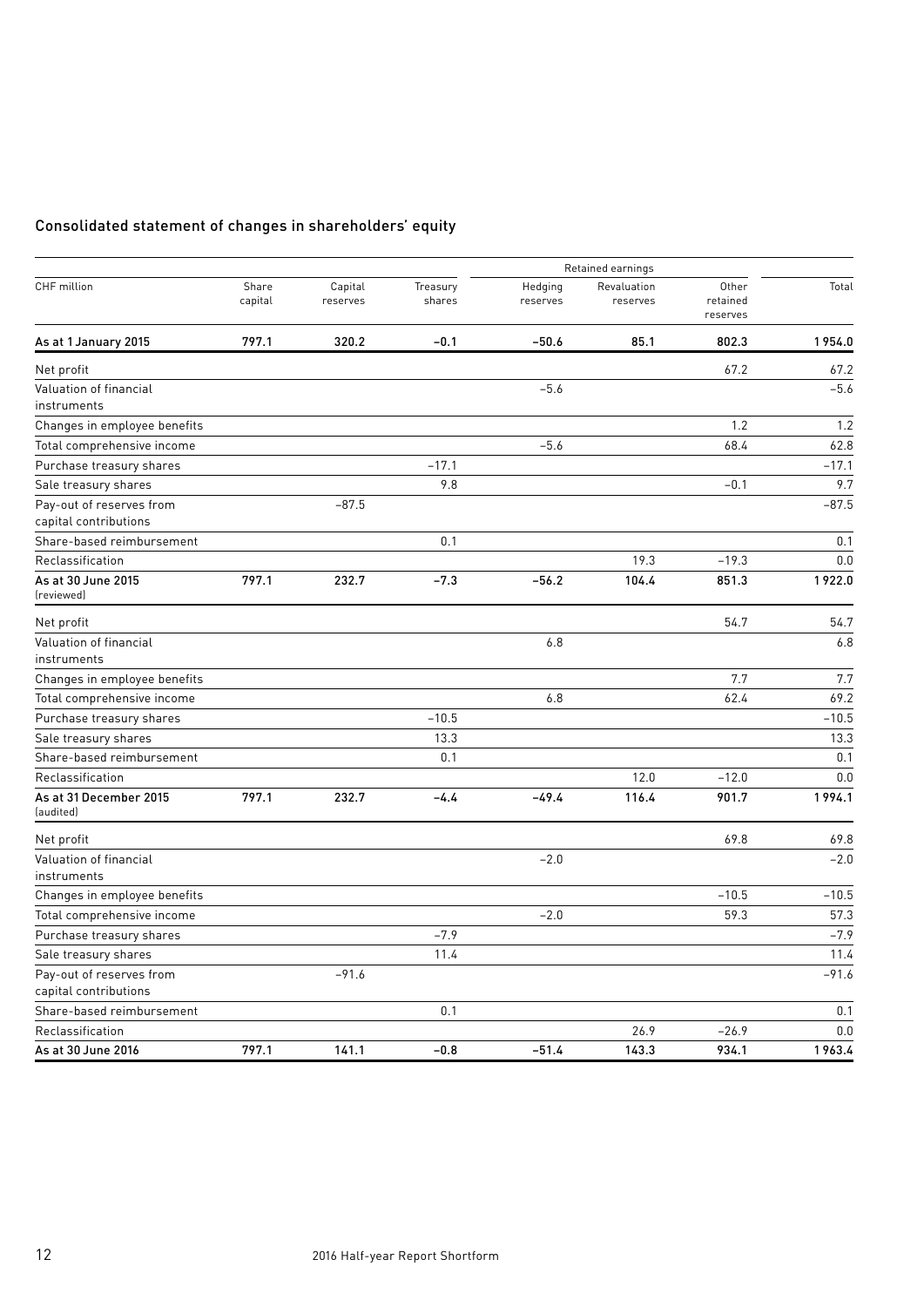## Consolidated statement of changes in shareholders' equity

| CHF million | Share capital | Capital reserves | Treasury shares | Retained earnings | | | Total |
|---|---|---|---|---|---|---|---|
| | | | | Hedging reserves | Revaluation reserves | Other retained reserves | |
| **As at 1 January 2015** | **797.1** | **320.2** | **–0.1** | **–50.6** | **85.1** | **802.3** | **1 954.0** |
| Net profit | | | | | | 67.2 | 67.2 |
| Valuation of financial instruments | | | | –5.6 | | | –5.6 |
| Changes in employee benefits | | | | | | 1.2 | 1.2 |
| Total comprehensive income | | | | –5.6 | | 68.4 | 62.8 |
| Purchase treasury shares | | | –17.1 | | | | –17.1 |
| Sale treasury shares | | | 9.8 | | | –0.1 | 9.7 |
| Pay-out of reserves from capital contributions | | –87.5 | | | | | –87.5 |
| Share-based reimbursement | | | 0.1 | | | | 0.1 |
| Reclassification | | | | | 19.3 | –19.3 | 0.0 |
| **As at 30 June 2015** (reviewed) | **797.1** | **232.7** | **–7.3** | **–56.2** | **104.4** | **851.3** | **1 922.0** |
| Net profit | | | | | | 54.7 | 54.7 |
| Valuation of financial instruments | | | | 6.8 | | | 6.8 |
| Changes in employee benefits | | | | | | 7.7 | 7.7 |
| Total comprehensive income | | | | 6.8 | | 62.4 | 69.2 |
| Purchase treasury shares | | | –10.5 | | | | –10.5 |
| Sale treasury shares | | | 13.3 | | | | 13.3 |
| Share-based reimbursement | | | 0.1 | | | | 0.1 |
| Reclassification | | | | | 12.0 | –12.0 | 0.0 |
| **As at 31 December 2015** (audited) | **797.1** | **232.7** | **–4.4** | **–49.4** | **116.4** | **901.7** | **1 994.1** |
| Net profit | | | | | | 69.8 | 69.8 |
| Valuation of financial instruments | | | | –2.0 | | | –2.0 |
| Changes in employee benefits | | | | | | –10.5 | –10.5 |
| Total comprehensive income | | | | –2.0 | | 59.3 | 57.3 |
| Purchase treasury shares | | | –7.9 | | | | –7.9 |
| Sale treasury shares | | | 11.4 | | | | 11.4 |
| Pay-out of reserves from capital contributions | | –91.6 | | | | | –91.6 |
| Share-based reimbursement | | | 0.1 | | | | 0.1 |
| Reclassification | | | | | 26.9 | –26.9 | 0.0 |
| **As at 30 June 2016** | **797.1** | **141.1** | **–0.8** | **–51.4** | **143.3** | **934.1** | **1 963.4** |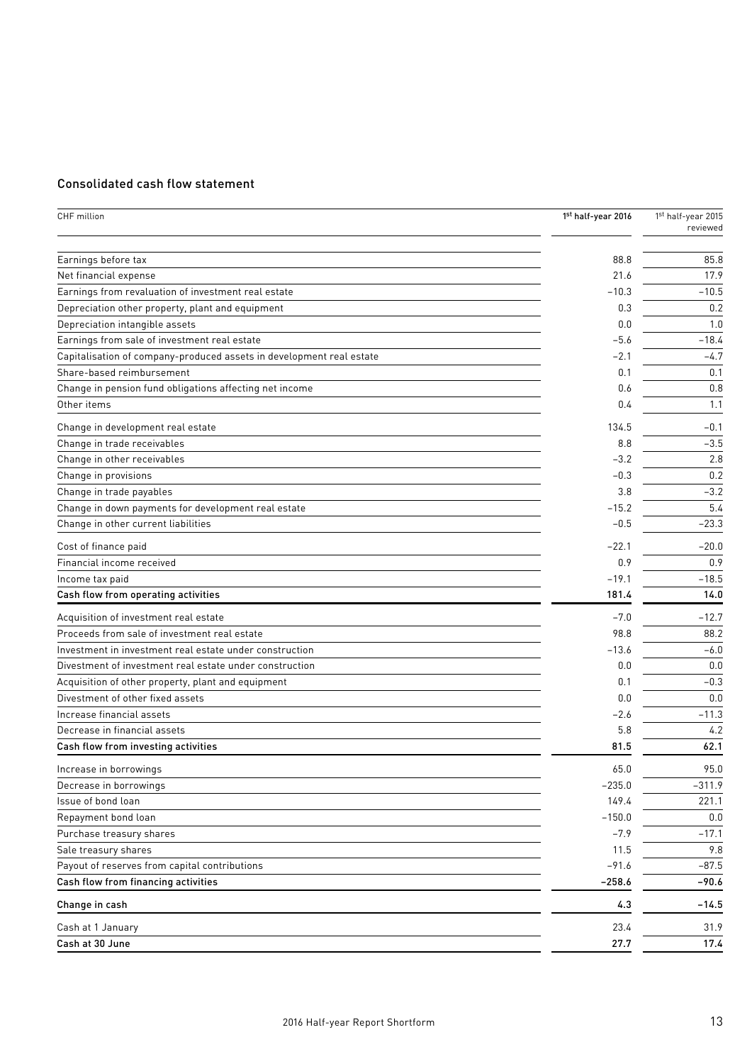## Consolidated cash flow statement

| CHF million | 1st half-year 2016 | 1st half-year 2015 reviewed |
|---|---|---|
| Earnings before tax | 88.8 | 85.8 |
| Net financial expense | 21.6 | 17.9 |
| Earnings from revaluation of investment real estate | –10.3 | –10.5 |
| Depreciation other property, plant and equipment | 0.3 | 0.2 |
| Depreciation intangible assets | 0.0 | 1.0 |
| Earnings from sale of investment real estate | –5.6 | –18.4 |
| Capitalisation of company-produced assets in development real estate | –2.1 | –4.7 |
| Share-based reimbursement | 0.1 | 0.1 |
| Change in pension fund obligations affecting net income | 0.6 | 0.8 |
| Other items | 0.4 | 1.1 |
| Change in development real estate | 134.5 | –0.1 |
| Change in trade receivables | 8.8 | –3.5 |
| Change in other receivables | –3.2 | 2.8 |
| Change in provisions | –0.3 | 0.2 |
| Change in trade payables | 3.8 | –3.2 |
| Change in down payments for development real estate | –15.2 | 5.4 |
| Change in other current liabilities | –0.5 | –23.3 |
| Cost of finance paid | –22.1 | –20.0 |
| Financial income received | 0.9 | 0.9 |
| Income tax paid | –19.1 | –18.5 |
| **Cash flow from operating activities** | **181.4** | **14.0** |
| Acquisition of investment real estate | –7.0 | –12.7 |
| Proceeds from sale of investment real estate | 98.8 | 88.2 |
| Investment in investment real estate under construction | –13.6 | –6.0 |
| Divestment of investment real estate under construction | 0.0 | 0.0 |
| Acquisition of other property, plant and equipment | 0.1 | –0.3 |
| Divestment of other fixed assets | 0.0 | 0.0 |
| Increase financial assets | –2.6 | –11.3 |
| Decrease in financial assets | 5.8 | 4.2 |
| **Cash flow from investing activities** | **81.5** | **62.1** |
| Increase in borrowings | 65.0 | 95.0 |
| Decrease in borrowings | –235.0 | –311.9 |
| Issue of bond loan | 149.4 | 221.1 |
| Repayment bond loan | –150.0 | 0.0 |
| Purchase treasury shares | –7.9 | –17.1 |
| Sale treasury shares | 11.5 | 9.8 |
| Payout of reserves from capital contributions | –91.6 | –87.5 |
| **Cash flow from financing activities** | **–258.6** | **–90.6** |
| **Change in cash** | **4.3** | **–14.5** |
| Cash at 1 January | 23.4 | 31.9 |
| **Cash at 30 June** | **27.7** | **17.4** |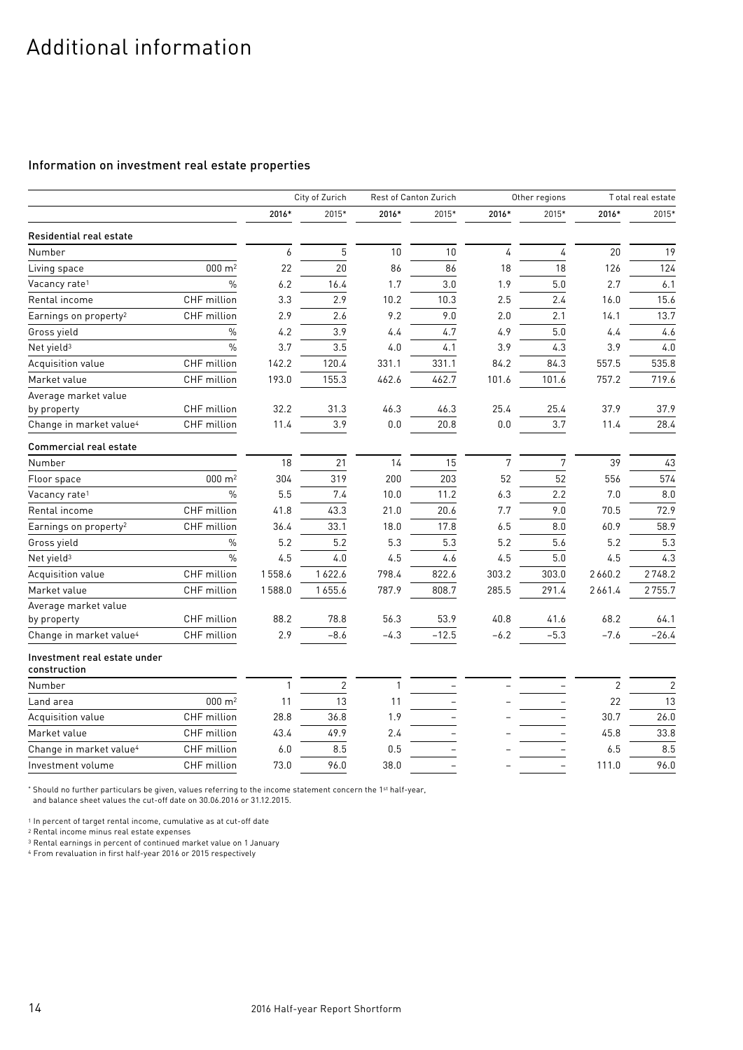# Additional information

## Information on investment real estate properties

| | | City of Zurich | | Rest of Canton Zurich | | Other regions | | Total real estate | |
|---|---|---|---|---|---|---|---|---|---|
| | | **2016*** | 2015* | **2016*** | 2015* | **2016*** | 2015* | **2016*** | 2015* |
| **Residential real estate** | | | | | | | | | |
| Number | | 6 | 5 | 10 | 10 | 4 | 4 | 20 | 19 |
| Living space | 000 m² | 22 | 20 | 86 | 86 | 18 | 18 | 126 | 124 |
| Vacancy rate[1] | % | 6.2 | 16.4 | 1.7 | 3.0 | 1.9 | 5.0 | 2.7 | 6.1 |
| Rental income | CHF million | 3.3 | 2.9 | 10.2 | 10.3 | 2.5 | 2.4 | 16.0 | 15.6 |
| Earnings on property[2] | CHF million | 2.9 | 2.6 | 9.2 | 9.0 | 2.0 | 2.1 | 14.1 | 13.7 |
| Gross yield | % | 4.2 | 3.9 | 4.4 | 4.7 | 4.9 | 5.0 | 4.4 | 4.6 |
| Net yield[3] | % | 3.7 | 3.5 | 4.0 | 4.1 | 3.9 | 4.3 | 3.9 | 4.0 |
| Acquisition value | CHF million | 142.2 | 120.4 | 331.1 | 331.1 | 84.2 | 84.3 | 557.5 | 535.8 |
| Market value | CHF million | 193.0 | 155.3 | 462.6 | 462.7 | 101.6 | 101.6 | 757.2 | 719.6 |
| Average market value by property | CHF million | 32.2 | 31.3 | 46.3 | 46.3 | 25.4 | 25.4 | 37.9 | 37.9 |
| Change in market value[4] | CHF million | 11.4 | 3.9 | 0.0 | 20.8 | 0.0 | 3.7 | 11.4 | 28.4 |
| **Commercial real estate** | | | | | | | | | |
| Number | | 18 | 21 | 14 | 15 | 7 | 7 | 39 | 43 |
| Floor space | 000 m² | 304 | 319 | 200 | 203 | 52 | 52 | 556 | 574 |
| Vacancy rate[1] | % | 5.5 | 7.4 | 10.0 | 11.2 | 6.3 | 2.2 | 7.0 | 8.0 |
| Rental income | CHF million | 41.8 | 43.3 | 21.0 | 20.6 | 7.7 | 9.0 | 70.5 | 72.9 |
| Earnings on property[2] | CHF million | 36.4 | 33.1 | 18.0 | 17.8 | 6.5 | 8.0 | 60.9 | 58.9 |
| Gross yield | % | 5.2 | 5.2 | 5.3 | 5.3 | 5.2 | 5.6 | 5.2 | 5.3 |
| Net yield[3] | % | 4.5 | 4.0 | 4.5 | 4.6 | 4.5 | 5.0 | 4.5 | 4.3 |
| Acquisition value | CHF million | 1558.6 | 1622.6 | 798.4 | 822.6 | 303.2 | 303.0 | 2660.2 | 2748.2 |
| Market value | CHF million | 1588.0 | 1655.6 | 787.9 | 808.7 | 285.5 | 291.4 | 2661.4 | 2755.7 |
| Average market value by property | CHF million | 88.2 | 78.8 | 56.3 | 53.9 | 40.8 | 41.6 | 68.2 | 64.1 |
| Change in market value[4] | CHF million | 2.9 | –8.6 | –4.3 | –12.5 | –6.2 | –5.3 | –7.6 | –26.4 |
| **Investment real estate under construction** | | | | | | | | | |
| Number | | 1 | 2 | 1 | – | – | – | 2 | 2 |
| Land area | 000 m² | 11 | 13 | 11 | – | – | – | 22 | 13 |
| Acquisition value | CHF million | 28.8 | 36.8 | 1.9 | – | – | – | 30.7 | 26.0 |
| Market value | CHF million | 43.4 | 49.9 | 2.4 | – | – | – | 45.8 | 33.8 |
| Change in market value[4] | CHF million | 6.0 | 8.5 | 0.5 | – | – | – | 6.5 | 8.5 |
| Investment volume | CHF million | 73.0 | 96.0 | 38.0 | – | – | – | 111.0 | 96.0 |

\* Should no further particulars be given, values referring to the income statement concern the 1st half-year, and balance sheet values the cut-off date on 30.06.2016 or 31.12.2015.

[1] In percent of target rental income, cumulative as at cut-off date
[2] Rental income minus real estate expenses
[3] Rental earnings in percent of continued market value on 1 January
[4] From revaluation in first half-year 2016 or 2015 respectively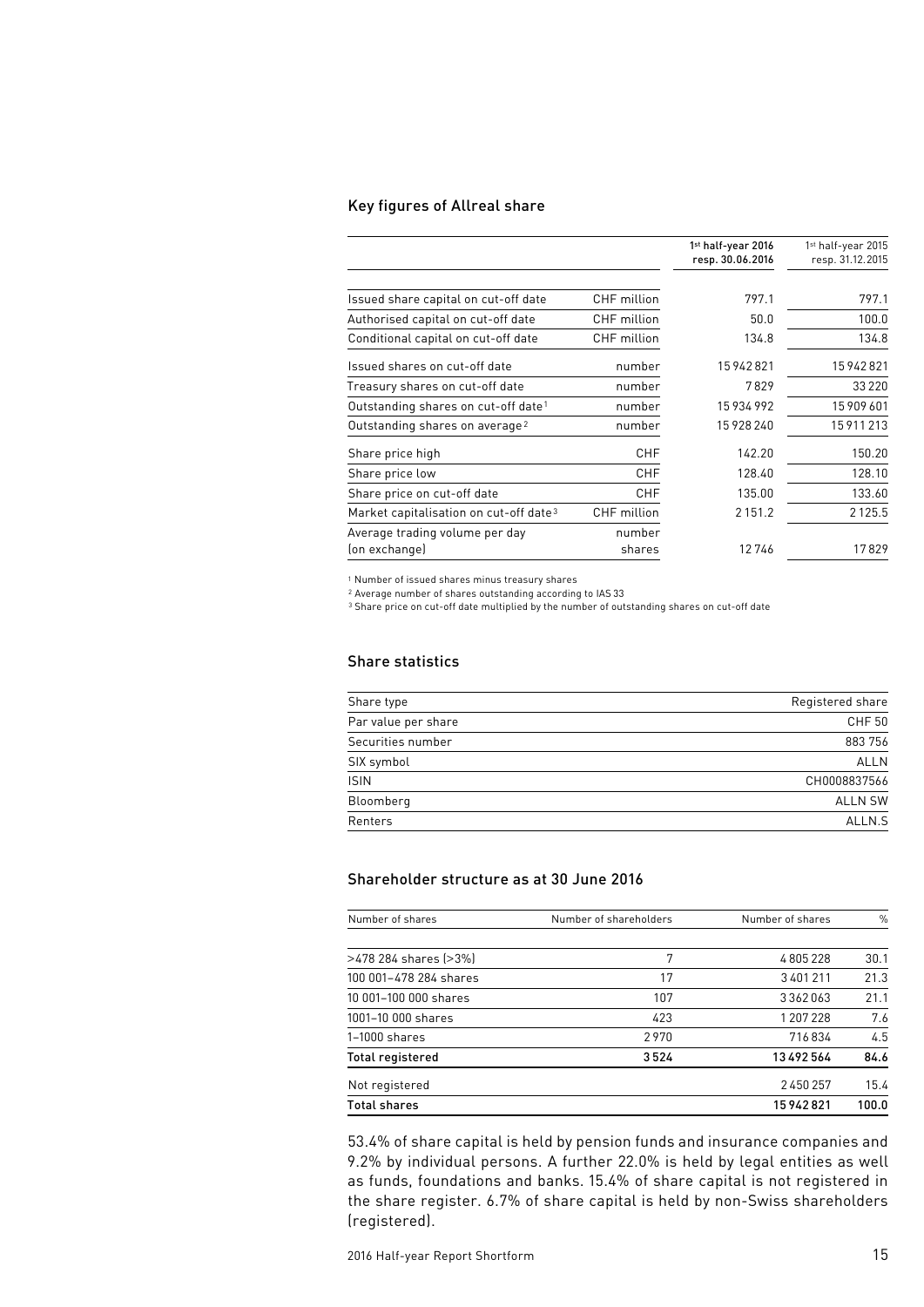## Key figures of Allreal share

| | | 1st half-year 2016 resp. 30.06.2016 | 1st half-year 2015 resp. 31.12.2015 |
|---|---|---|---|
| Issued share capital on cut-off date | CHF million | 797.1 | 797.1 |
| Authorised capital on cut-off date | CHF million | 50.0 | 100.0 |
| Conditional capital on cut-off date | CHF million | 134.8 | 134.8 |
| Issued shares on cut-off date | number | 15 942 821 | 15 942 821 |
| Treasury shares on cut-off date | number | 7 829 | 33 220 |
| Outstanding shares on cut-off date[1] | number | 15 934 992 | 15 909 601 |
| Outstanding shares on average[2] | number | 15 928 240 | 15 911 213 |
| Share price high | CHF | 142.20 | 150.20 |
| Share price low | CHF | 128.40 | 128.10 |
| Share price on cut-off date | CHF | 135.00 | 133.60 |
| Market capitalisation on cut-off date[3] | CHF million | 2 151.2 | 2 125.5 |
| Average trading volume per day (on exchange) | number shares | 12 746 | 17 829 |

[1] Number of issued shares minus treasury shares
[2] Average number of shares outstanding according to IAS 33
[3] Share price on cut-off date multiplied by the number of outstanding shares on cut-off date

## Share statistics

| | |
|---|---|
| Share type | Registered share |
| Par value per share | CHF 50 |
| Securities number | 883 756 |
| SIX symbol | ALLN |
| ISIN | CH0008837566 |
| Bloomberg | ALLN SW |
| Renters | ALLN.S |

## Shareholder structure as at 30 June 2016

| Number of shares | Number of shareholders | Number of shares | % |
|---|---|---|---|
| >478 284 shares (>3%) | 7 | 4 805 228 | 30.1 |
| 100 001–478 284 shares | 17 | 3 401 211 | 21.3 |
| 10 001–100 000 shares | 107 | 3 362 063 | 21.1 |
| 1001–10 000 shares | 423 | 1 207 228 | 7.6 |
| 1–1000 shares | 2 970 | 716 834 | 4.5 |
| **Total registered** | **3 524** | **13 492 564** | **84.6** |
| Not registered | | 2 450 257 | 15.4 |
| **Total shares** | | **15 942 821** | **100.0** |

53.4% of share capital is held by pension funds and insurance companies and 9.2% by individual persons. A further 22.0% is held by legal entities as well as funds, foundations and banks. 15.4% of share capital is not registered in the share register. 6.7% of share capital is held by non-Swiss shareholders (registered).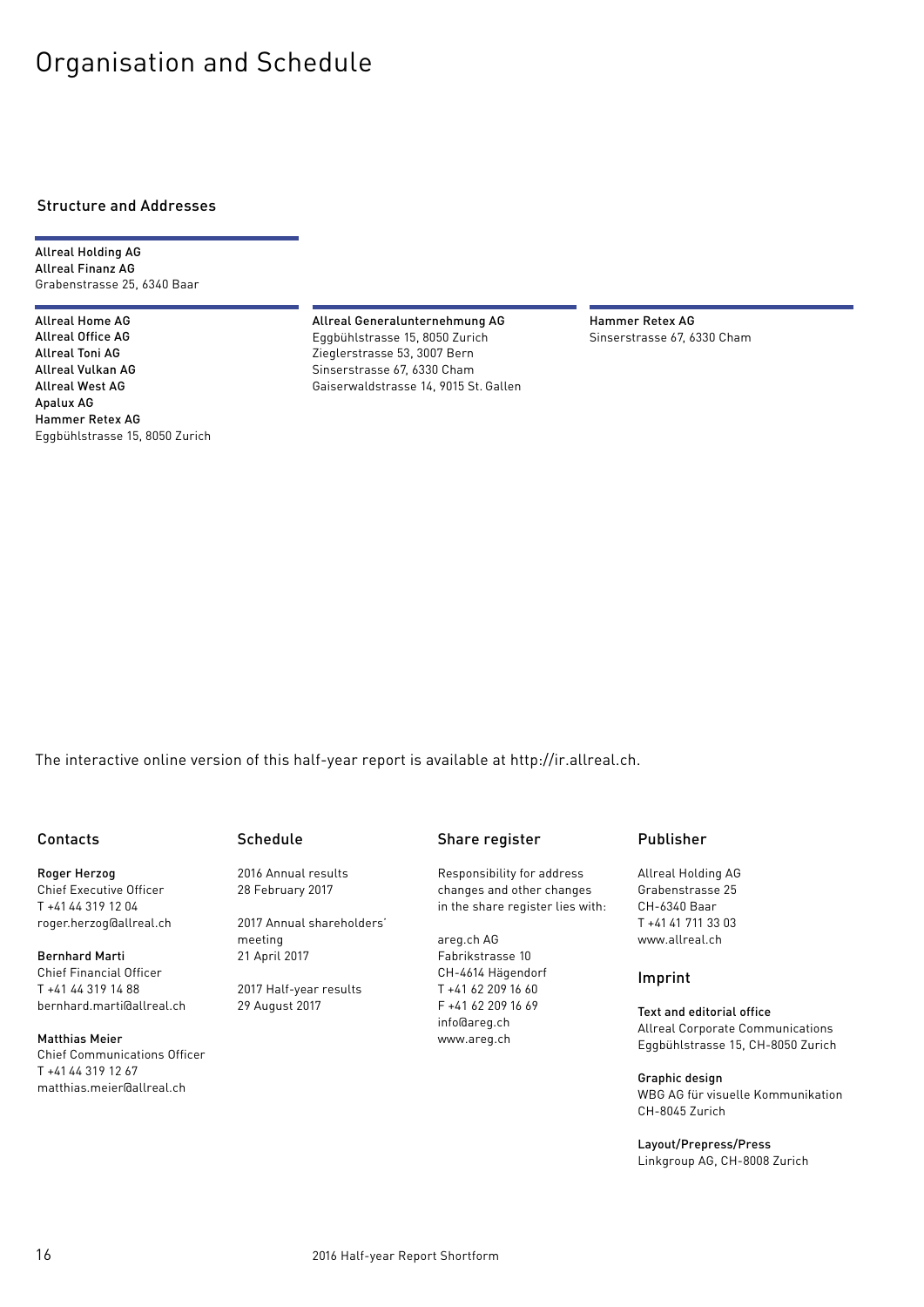# Organisation and Schedule

## Structure and Addresses

**Allreal Holding AG**
**Allreal Finanz AG**
Grabenstrasse 25, 6340 Baar

**Allreal Home AG**
**Allreal Office AG**
**Allreal Toni AG**
**Allreal Vulkan AG**
**Allreal West AG**
**Apalux AG**
**Hammer Retex AG**
Eggbühlstrasse 15, 8050 Zurich

**Allreal Generalunternehmung AG**
Eggbühlstrasse 15, 8050 Zurich
Zieglerstrasse 53, 3007 Bern
Sinserstrasse 67, 6330 Cham
Gaiserwaldstrasse 14, 9015 St. Gallen

**Hammer Retex AG**
Sinserstrasse 67, 6330 Cham

The interactive online version of this half-year report is available at http://ir.allreal.ch.

## Contacts

**Roger Herzog**
Chief Executive Officer
T +41 44 319 12 04
roger.herzog@allreal.ch

**Bernhard Marti**
Chief Financial Officer
T +41 44 319 14 88
bernhard.marti@allreal.ch

**Matthias Meier**
Chief Communications Officer
T +41 44 319 12 67
matthias.meier@allreal.ch

## Schedule

2016 Annual results
28 February 2017

2017 Annual shareholders' meeting
21 April 2017

2017 Half-year results
29 August 2017

## Share register

Responsibility for address changes and other changes in the share register lies with:

areg.ch AG
Fabrikstrasse 10
CH-4614 Hägendorf
T +41 62 209 16 60
F +41 62 209 16 69
info@areg.ch
www.areg.ch

## Publisher

Allreal Holding AG
Grabenstrasse 25
CH-6340 Baar
T +41 41 711 33 03
www.allreal.ch

## Imprint

**Text and editorial office**
Allreal Corporate Communications
Eggbühlstrasse 15, CH-8050 Zurich

**Graphic design**
WBG AG für visuelle Kommunikation
CH-8045 Zurich

**Layout/Prepress/Press**
Linkgroup AG, CH-8008 Zurich